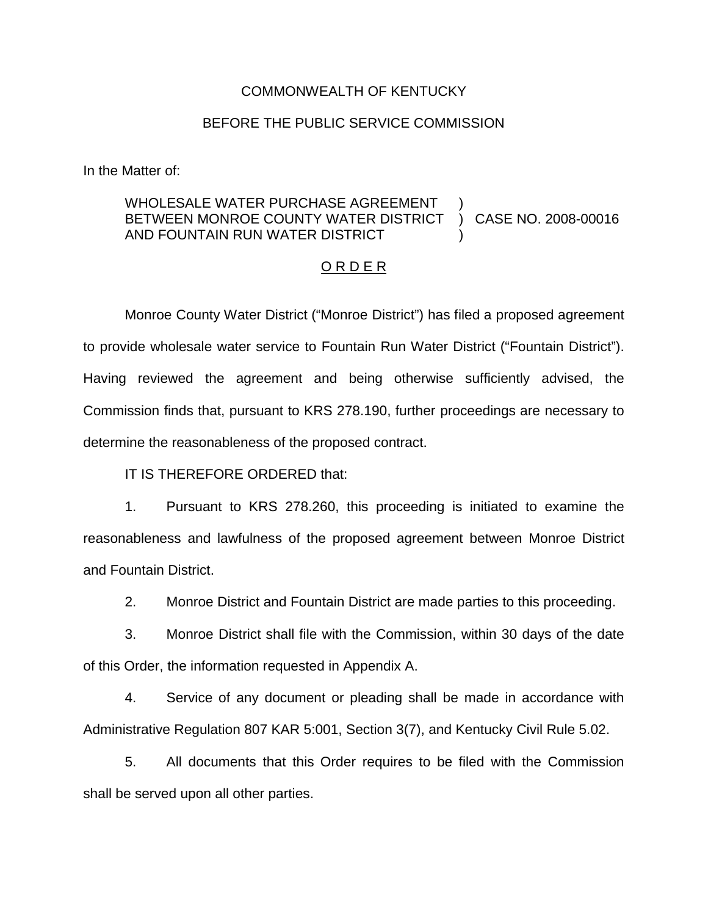COMMONWEALTH OF KENTUCKY

BEFORE THE PUBLIC SERVICE COMMISSION

In the Matter of:

WHOLESALE WATER PURCHASE AGREEMENT BETWEEN MONROE COUNTY WATER DISTRICT AND FOUNTAIN RUN WATER DISTRICT ) CASE NO. 2008-00016

<u>O R D E R</u>

Monroe County Water District ("Monroe District") has filed a proposed agreement to provide wholesale water service to Fountain Run Water District ("Fountain District"). Having reviewed the agreement and being otherwise sufficiently advised, the Commission finds that, pursuant to KRS 278.190, further proceedings are necessary to determine the reasonableness of the proposed contract.

IT IS THEREFORE ORDERED that:

1. Pursuant to KRS 278.260, this proceeding is initiated to examine the reasonableness and lawfulness of the proposed agreement between Monroe District and Fountain District.

2. Monroe District and Fountain District are made parties to this proceeding.

3. Monroe District shall file with the Commission, within 30 days of the date of this Order, the information requested in Appendix A.

4. Service of any document or pleading shall be made in accordance with Administrative Regulation 807 KAR 5:001, Section 3(7), and Kentucky Civil Rule 5.02.

5. All documents that this Order requires to be filed with the Commission shall be served upon all other parties.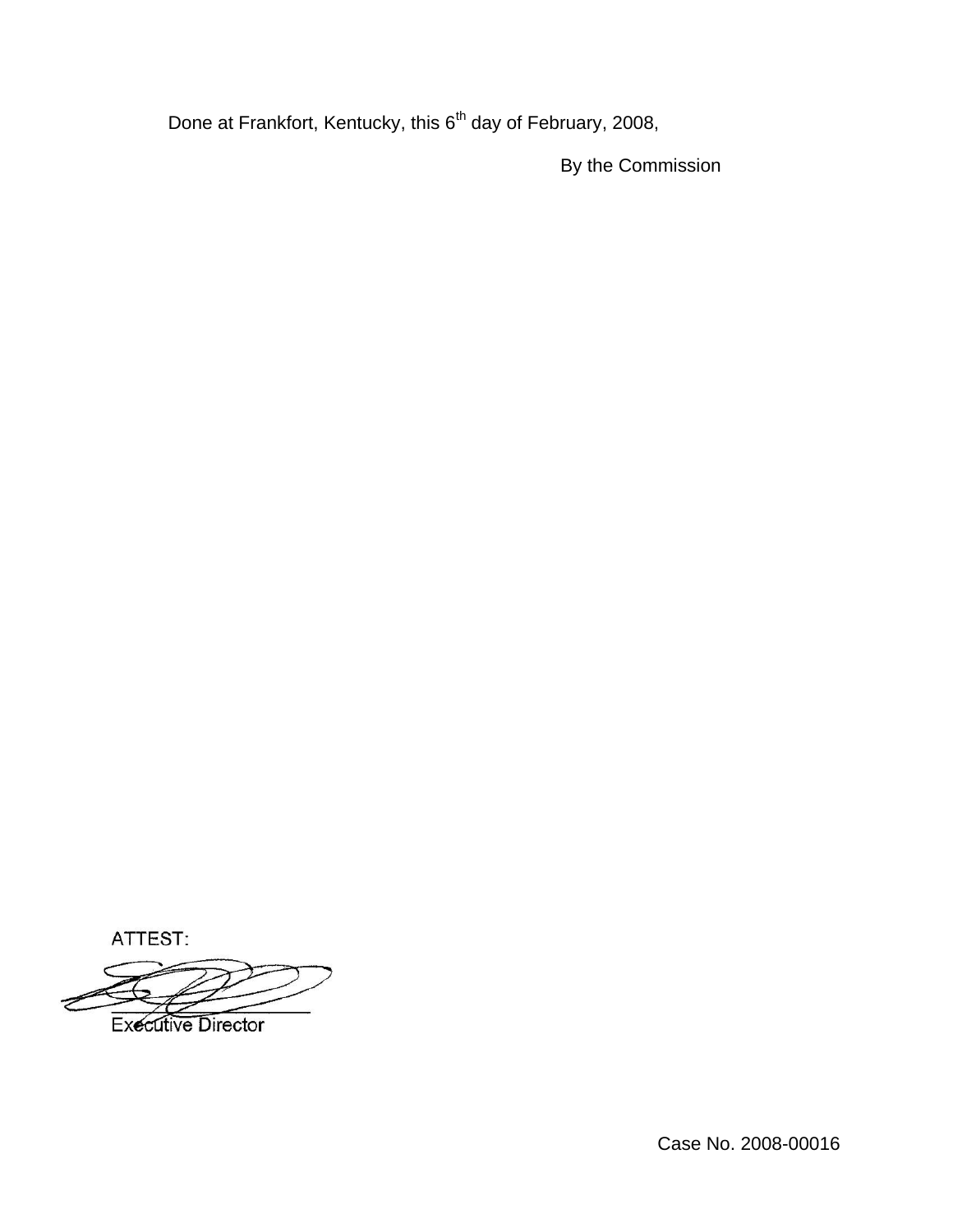Done at Frankfort, Kentucky, this 6th day of February, 2008,

By the Commission

ATTEST:

Executive Director

Case No. 2008-00016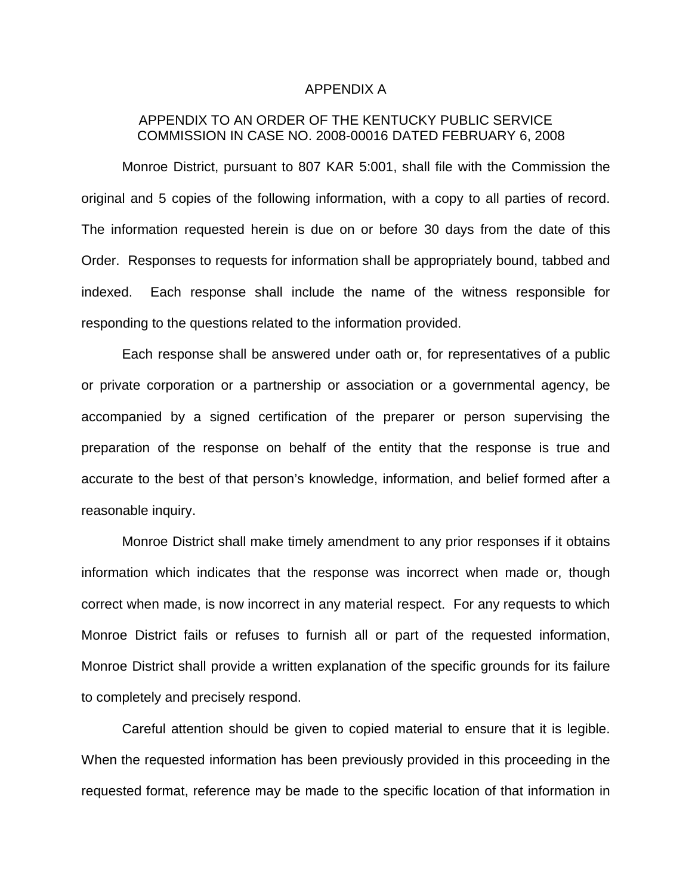# APPENDIX A

## APPENDIX TO AN ORDER OF THE KENTUCKY PUBLIC SERVICE COMMISSION IN CASE NO. 2008-00016 DATED FEBRUARY 6, 2008

Monroe District, pursuant to 807 KAR 5:001, shall file with the Commission the original and 5 copies of the following information, with a copy to all parties of record. The information requested herein is due on or before 30 days from the date of this Order. Responses to requests for information shall be appropriately bound, tabbed and indexed. Each response shall include the name of the witness responsible for responding to the questions related to the information provided.

Each response shall be answered under oath or, for representatives of a public or private corporation or a partnership or association or a governmental agency, be accompanied by a signed certification of the preparer or person supervising the preparation of the response on behalf of the entity that the response is true and accurate to the best of that person's knowledge, information, and belief formed after a reasonable inquiry.

Monroe District shall make timely amendment to any prior responses if it obtains information which indicates that the response was incorrect when made or, though correct when made, is now incorrect in any material respect. For any requests to which Monroe District fails or refuses to furnish all or part of the requested information, Monroe District shall provide a written explanation of the specific grounds for its failure to completely and precisely respond.

Careful attention should be given to copied material to ensure that it is legible. When the requested information has been previously provided in this proceeding in the requested format, reference may be made to the specific location of that information in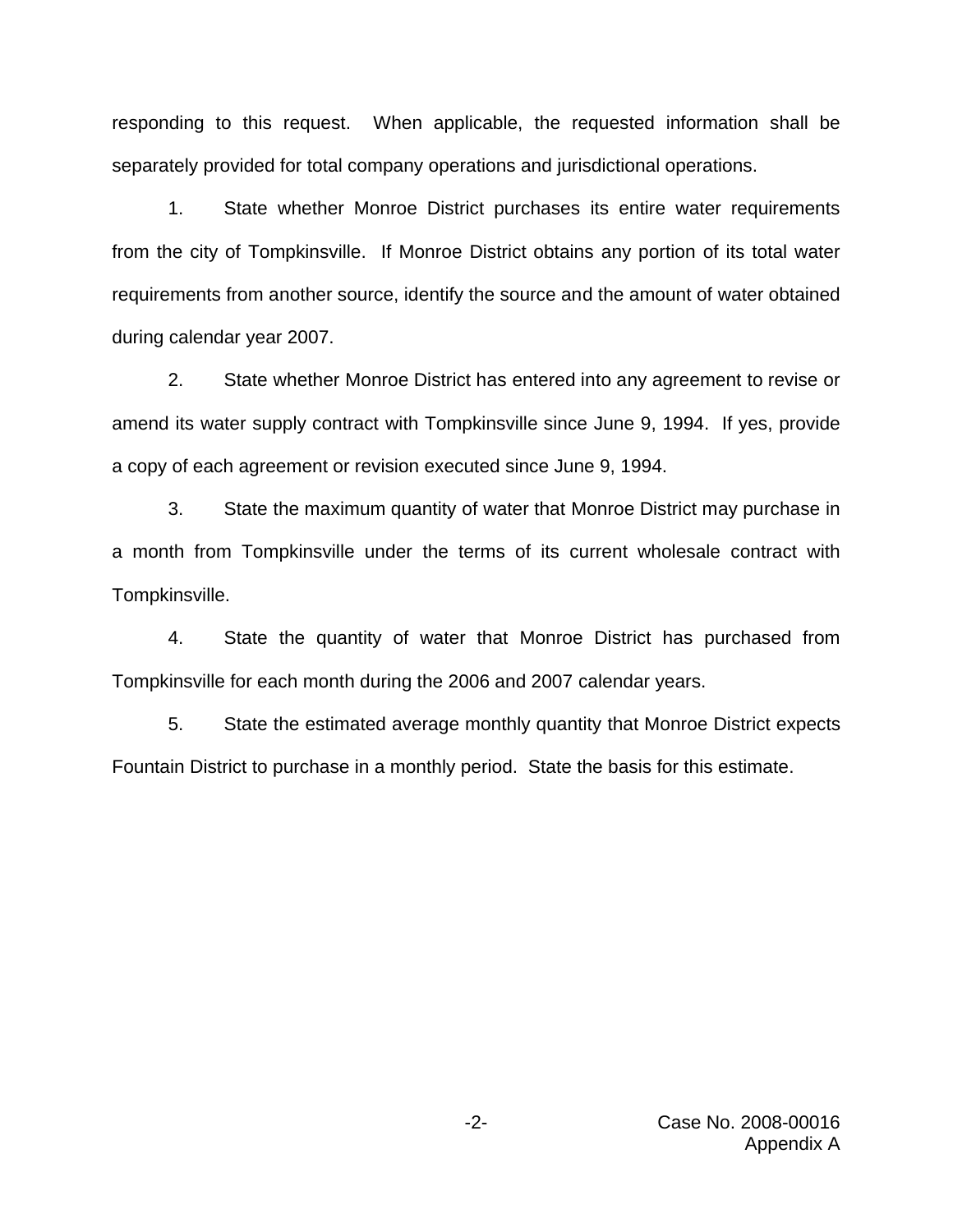responding to this request. When applicable, the requested information shall be separately provided for total company operations and jurisdictional operations.

1. State whether Monroe District purchases its entire water requirements from the city of Tompkinsville. If Monroe District obtains any portion of its total water requirements from another source, identify the source and the amount of water obtained during calendar year 2007.

2. State whether Monroe District has entered into any agreement to revise or amend its water supply contract with Tompkinsville since June 9, 1994. If yes, provide a copy of each agreement or revision executed since June 9, 1994.

3. State the maximum quantity of water that Monroe District may purchase in a month from Tompkinsville under the terms of its current wholesale contract with Tompkinsville.

4. State the quantity of water that Monroe District has purchased from Tompkinsville for each month during the 2006 and 2007 calendar years.

5. State the estimated average monthly quantity that Monroe District expects Fountain District to purchase in a monthly period. State the basis for this estimate.

Case No. 2008-00016
Appendix A